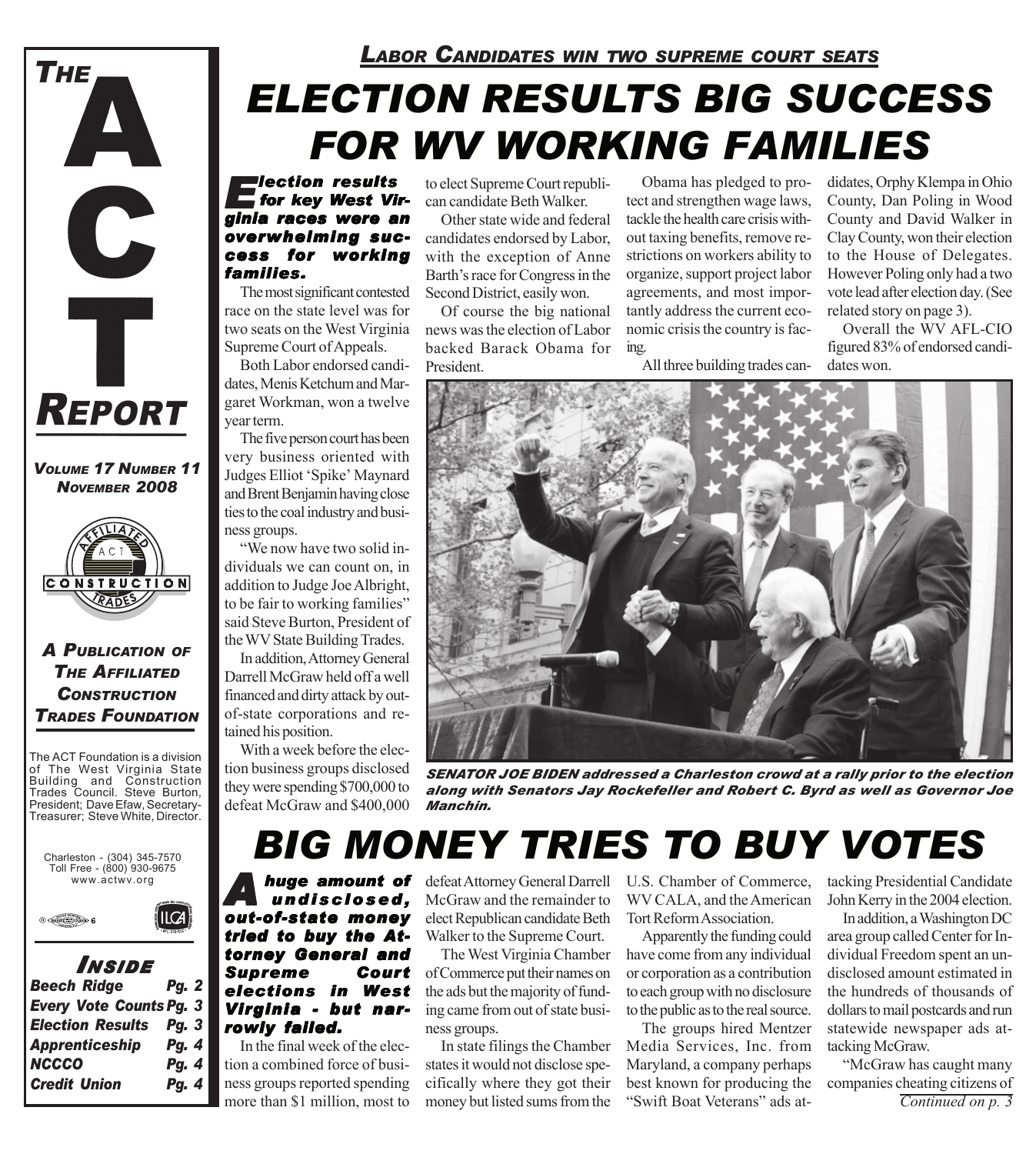# THE ACT REPORT

*VOLUME 17 NUMBER 11*
*NOVEMBER 2008*

***A PUBLICATION OF THE AFFILIATED CONSTRUCTION TRADES FOUNDATION***

The ACT Foundation is a division of The West Virginia State Building and Construction Trades Council. Steve Burton, President; Dave Efaw, Secretary-Treasurer; Steve White, Director.

Charleston - (304) 345-7570
Toll Free - (800) 930-9675
www.actwv.org

### INSIDE

| | |
|---|---|
| Beech Ridge | Pg. 2 |
| Every Vote Counts | Pg. 3 |
| Election Results | Pg. 3 |
| Apprenticeship | Pg. 4 |
| NCCCO | Pg. 4 |
| Credit Union | Pg. 4 |

***LABOR CANDIDATES WIN TWO SUPREME COURT SEATS***

# ELECTION RESULTS BIG SUCCESS FOR WV WORKING FAMILIES

***Election results for key West Virginia races were an overwhelming success for working families.***

The most significant contested race on the state level was for two seats on the West Virginia Supreme Court of Appeals.

Both Labor endorsed candidates, Menis Ketchum and Margaret Workman, won a twelve year term.

The five person court has been very business oriented with Judges Elliot 'Spike' Maynard and Brent Benjamin having close ties to the coal industry and business groups.

"We now have two solid individuals we can count on, in addition to Judge Joe Albright, to be fair to working families" said Steve Burton, President of the WV State Building Trades.

In addition, Attorney General Darrell McGraw held off a well financed and dirty attack by out-of-state corporations and retained his position.

With a week before the election business groups disclosed they were spending $700,000 to defeat McGraw and $400,000 to elect Supreme Court republican candidate Beth Walker.

Other state wide and federal candidates endorsed by Labor, with the exception of Anne Barth's race for Congress in the Second District, easily won.

Of course the big national news was the election of Labor backed Barack Obama for President.

Obama has pledged to protect and strengthen wage laws, tackle the health care crisis without taxing benefits, remove restrictions on workers ability to organize, support project labor agreements, and most importantly address the current economic crisis the country is facing.

All three building trades candidates, Orphy Klempa in Ohio County, Dan Poling in Wood County and David Walker in Clay County, won their election to the House of Delegates. However Poling only had a two vote lead after election day. (See related story on page 3).

Overall the WV AFL-CIO figured 83% of endorsed candidates won.

***SENATOR JOE BIDEN addressed a Charleston crowd at a rally prior to the election along with Senators Jay Rockefeller and Robert C. Byrd as well as Governor Joe Manchin.***

# BIG MONEY TRIES TO BUY VOTES

***A huge amount of undisclosed, out-of-state money tried to buy the Attorney General and Supreme Court elections in West Virginia - but narrowly failed.***

In the final week of the election a combined force of business groups reported spending more than $1 million, most to defeat Attorney General Darrell McGraw and the remainder to elect Republican candidate Beth Walker to the Supreme Court.

The West Virginia Chamber of Commerce put their names on the ads but the majority of funding came from out of state business groups.

In state filings the Chamber states it would not disclose specifically where they got their money but listed sums from the U.S. Chamber of Commerce, WV CALA, and the American Tort Reform Association.

Apparently the funding could have come from any individual or corporation as a contribution to each group with no disclosure to the public as to the real source.

The groups hired Mentzer Media Services, Inc. from Maryland, a company perhaps best known for producing the "Swift Boat Veterans" ads attacking Presidential Candidate John Kerry in the 2004 election.

In addition, a Washington DC area group called Center for Individual Freedom spent an undisclosed amount estimated in the hundreds of thousands of dollars to mail postcards and run statewide newspaper ads attacking McGraw.

"McGraw has caught many companies cheating citizens of

*Continued on p. 3*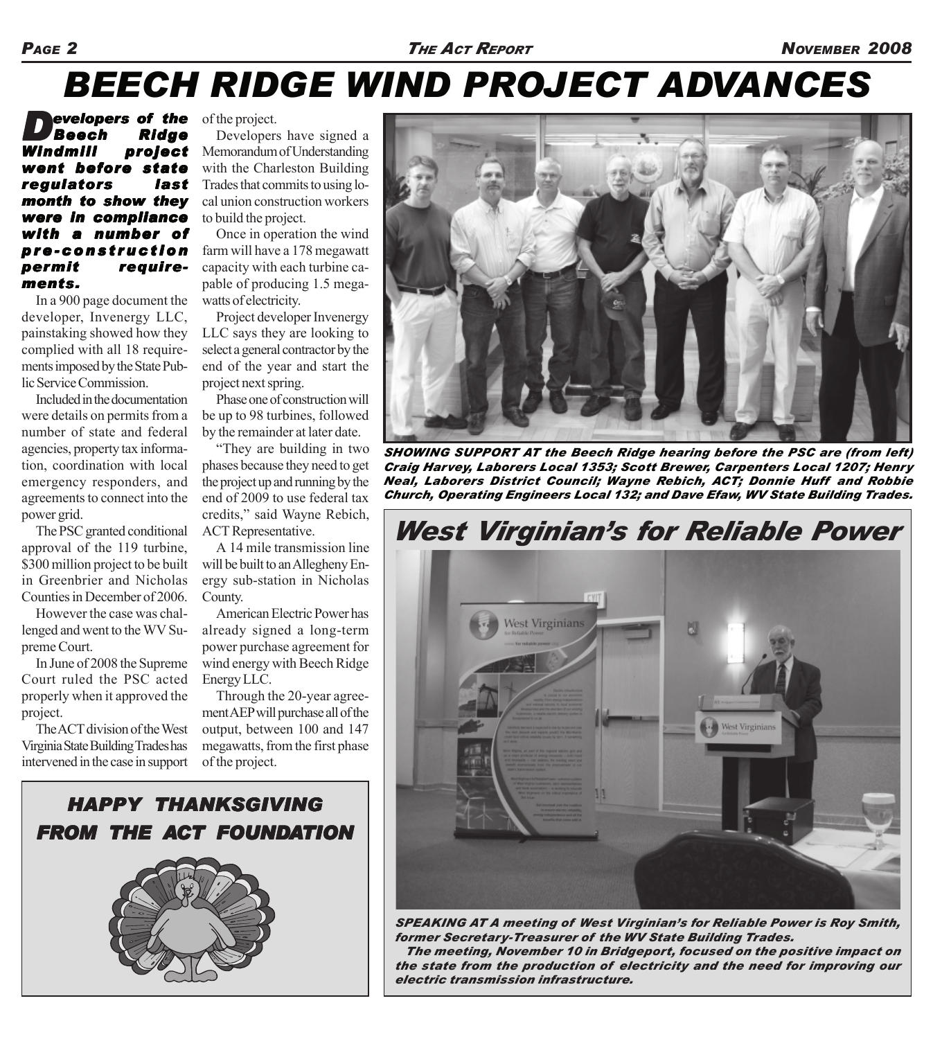# BEECH RIDGE WIND PROJECT ADVANCES

***Developers of the Beech Ridge Windmill project went before state regulators last month to show they were in compliance with a number of pre-construction permit requirements.***

In a 900 page document the developer, Invenergy LLC, painstaking showed how they complied with all 18 requirements imposed by the State Public Service Commission.

Included in the documentation were details on permits from a number of state and federal agencies, property tax information, coordination with local emergency responders, and agreements to connect into the power grid.

The PSC granted conditional approval of the 119 turbine, $300 million project to be built in Greenbrier and Nicholas Counties in December of 2006.

However the case was challenged and went to the WV Supreme Court.

In June of 2008 the Supreme Court ruled the PSC acted properly when it approved the project.

The ACT division of the West Virginia State Building Trades has intervened in the case in support of the project.

Developers have signed a Memorandum of Understanding with the Charleston Building Trades that commits to using local union construction workers to build the project.

Once in operation the wind farm will have a 178 megawatt capacity with each turbine capable of producing 1.5 megawatts of electricity.

Project developer Invenergy LLC says they are looking to select a general contractor by the end of the year and start the project next spring.

Phase one of construction will be up to 98 turbines, followed by the remainder at later date.

"They are building in two phases because they need to get the project up and running by the end of 2009 to use federal tax credits," said Wayne Rebich, ACT Representative.

A 14 mile transmission line will be built to an Allegheny Energy sub-station in Nicholas County.

American Electric Power has already signed a long-term power purchase agreement for wind energy with Beech Ridge Energy LLC.

Through the 20-year agreement AEP will purchase all of the output, between 100 and 147 megawatts, from the first phase of the project.

***SHOWING SUPPORT AT the Beech Ridge hearing before the PSC are (from left) Craig Harvey, Laborers Local 1353; Scott Brewer, Carpenters Local 1207; Henry Neal, Laborers District Council; Wayne Rebich, ACT; Donnie Huff and Robbie Church, Operating Engineers Local 132; and Dave Efaw, WV State Building Trades.***

## *West Virginian's for Reliable Power*

***SPEAKING AT A meeting of West Virginian's for Reliable Power is Roy Smith, former Secretary-Treasurer of the WV State Building Trades.***

***The meeting, November 10 in Bridgeport, focused on the positive impact on the state from the production of electricity and the need for improving our electric transmission infrastructure.***

***HAPPY THANKSGIVING FROM THE ACT FOUNDATION***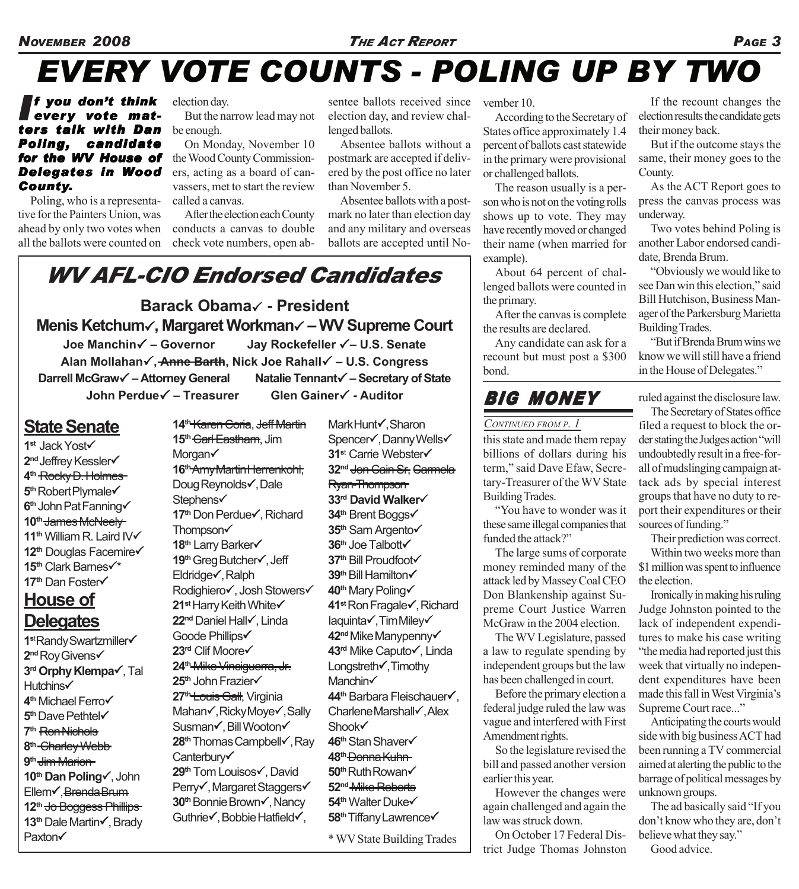# EVERY VOTE COUNTS - POLING UP BY TWO

***If you don't think every vote matters talk with Dan Poling, candidate for the WV House of Delegates in Wood County.***

Poling, who is a representative for the Painters Union, was ahead by only two votes when all the ballots were counted on election day.

But the narrow lead may not be enough.

On Monday, November 10 the Wood County Commissioners, acting as a board of canvassers, met to start the review called a canvas.

After the election each County conducts a canvas to double check vote numbers, open absentee ballots received since election day, and review challenged ballots.

Absentee ballots without a postmark are accepted if delivered by the post office no later than November 5.

Absentee ballots with a postmark no later than election day and any military and overseas ballots are accepted until November 10.

According to the Secretary of States office approximately 1.4 percent of ballots cast statewide in the primary were provisional or challenged ballots.

The reason usually is a person who is not on the voting rolls shows up to vote. They may have recently moved or changed their name (when married for example).

About 64 percent of challenged ballots were counted in the primary.

After the canvas is complete the results are declared.

Any candidate can ask for a recount but must post a $300 bond.

If the recount changes the election results the candidate gets their money back.

But if the outcome stays the same, their money goes to the County.

As the ACT Report goes to press the canvas process was underway.

Two votes behind Poling is another Labor endorsed candidate, Brenda Brum.

"Obviously we would like to see Dan win this election," said Bill Hutchison, Business Manager of the Parkersburg Marietta Building Trades.

"But if Brenda Brum wins we know we will still have a friend in the House of Delegates."

## WV AFL-CIO Endorsed Candidates

**Barack Obama✓ - President**

**Menis Ketchum✓, Margaret Workman✓ – WV Supreme Court**

**Joe Manchin✓ – Governor** **Jay Rockefeller ✓– U.S. Senate**

**Alan Mollahan✓, ~~Anne Barth~~, Nick Joe Rahall✓ – U.S. Congress**

**Darrell McGraw✓ – Attorney General** **Natalie Tennant✓ – Secretary of State**

**John Perdue✓ – Treasurer** **Glen Gainer✓ - Auditor**

### State Senate

- 1st Jack Yost✓
- 2nd Jeffrey Kessler✓
- 4th ~~Rocky D. Holmes~~
- 5th Robert Plymale✓
- 6th John Pat Fanning✓
- 10th ~~James McNeely~~
- 11th William R. Laird IV✓
- 12th Douglas Facemire✓
- 15th Clark Barnes✓*
- 17th Dan Foster✓

### House of Delegates

- 1st Randy Swartzmiller✓
- 2nd Roy Givens✓
- 3rd **Orphy Klempa**✓, Tal Hutchins✓
- 4th Michael Ferro✓
- 5th Dave Pethtel✓
- 7th ~~Ron Nichols~~
- 8th ~~Charley Webb~~
- 9th ~~Jim Marion~~
- 10th **Dan Poling**✓, John Ellem✓, ~~Brenda Brum~~
- 12th ~~Jo Boggess Phillips~~
- 13th Dale Martin✓, Brady Paxton✓
- 14th ~~Karen Coria~~, ~~Jeff Martin~~
- 15th ~~Carl Eastham~~, Jim Morgan✓
- 16th ~~Amy Martin Herrenkohl~~, Doug Reynolds✓, Dale Stephens✓
- 17th Don Perdue✓, Richard Thompson✓
- 18th Larry Barker✓
- 19th Greg Butcher✓, Jeff Eldridge✓, Ralph Rodighiero✓, Josh Stowers✓
- 21st Harry Keith White✓
- 22nd Daniel Hall✓, Linda Goode Phillips✓
- 23rd Clif Moore✓
- 24th ~~Mike Vinciguerra, Jr.~~
- 25th John Frazier✓
- 27th ~~Louis Gall~~, Virginia Mahan✓, Ricky Moye✓, Sally Susman✓, Bill Wooton✓
- 28th Thomas Campbell✓, Ray Canterbury✓
- 29th Tom Louisos✓, David Perry✓, Margaret Staggers✓
- 30th Bonnie Brown✓, Nancy Guthrie✓, Bobbie Hatfield✓, Mark Hunt✓, Sharon Spencer✓, Danny Wells✓
- 31st Carrie Webster✓
- 32nd ~~Jon Cain Sr.~~, ~~Carmela Ryan-Thompson~~
- 33rd **David Walker**✓
- 34th Brent Boggs✓
- 35th Sam Argento✓
- 36th Joe Talbott✓
- 37th Bill Proudfoot✓
- 39th Bill Hamilton✓
- 40th Mary Poling✓
- 41st Ron Fragale✓, Richard Iaquinta✓, Tim Miley✓
- 42nd Mike Manypenny✓
- 43rd Mike Caputo✓, Linda Longstreth✓, Timothy Manchin✓
- 44th Barbara Fleischauer✓, Charlene Marshall✓, Alex Shook✓
- 46th Stan Shaver✓
- 48th ~~Donna Kuhn~~
- 50th Ruth Rowan✓
- 52nd ~~Mike Roberts~~
- 54th Walter Duke✓
- 58th Tiffany Lawrence✓

* WV State Building Trades

## BIG MONEY

*Continued from p. 1*

this state and made them repay billions of dollars during his term," said Dave Efaw, Secretary-Treasurer of the WV State Building Trades.

"You have to wonder was it these same illegal companies that funded the attack?"

The large sums of corporate money reminded many of the attack led by Massey Coal CEO Don Blankenship against Supreme Court Justice Warren McGraw in the 2004 election.

The WV Legislature, passed a law to regulate spending by independent groups but the law has been challenged in court.

Before the primary election a federal judge ruled the law was vague and interfered with First Amendment rights.

So the legislature revised the bill and passed another version earlier this year.

However the changes were again challenged and again the law was struck down.

On October 17 Federal District Judge Thomas Johnston ruled against the disclosure law.

The Secretary of States office filed a request to block the order stating the Judges action "will undoubtedly result in a free-for-all of mudslinging campaign attack ads by special interest groups that have no duty to report their expenditures or their sources of funding."

Their prediction was correct.

Within two weeks more than $1 million was spent to influence the election.

Ironically in making his ruling Judge Johnston pointed to the lack of independent expenditures to make his case writing "the media had reported just this week that virtually no independent expenditures have been made this fall in West Virginia's Supreme Court race..."

Anticipating the courts would side with big business ACT had been running a TV commercial aimed at alerting the public to the barrage of political messages by unknown groups.

The ad basically said "If you don't know who they are, don't believe what they say."

Good advice.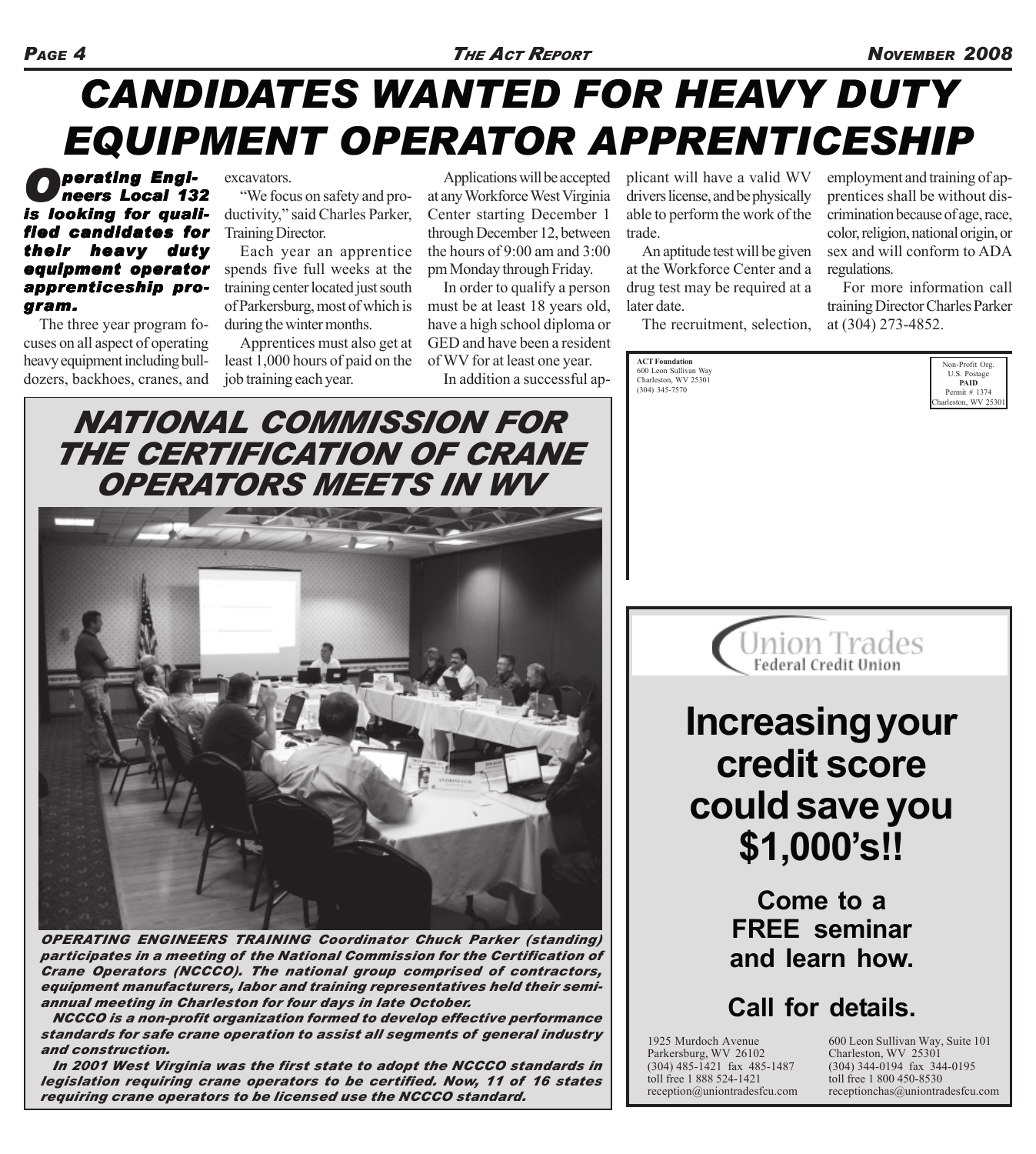# CANDIDATES WANTED FOR HEAVY DUTY EQUIPMENT OPERATOR APPRENTICESHIP

***Operating Engineers Local 132 is looking for qualified candidates for their heavy duty equipment operator apprenticeship program.***

The three year program focuses on all aspect of operating heavy equipment including bulldozers, backhoes, cranes, and excavators.

"We focus on safety and productivity," said Charles Parker, Training Director.

Each year an apprentice spends five full weeks at the training center located just south of Parkersburg, most of which is during the winter months.

Apprentices must also get at least 1,000 hours of paid on the job training each year.

Applications will be accepted at any Workforce West Virginia Center starting December 1 through December 12, between the hours of 9:00 am and 3:00 pm Monday through Friday.

In order to qualify a person must be at least 18 years old, have a high school diploma or GED and have been a resident of WV for at least one year.

In addition a successful applicant will have a valid WV drivers license, and be physically able to perform the work of the trade.

An aptitude test will be given at the Workforce Center and a drug test may be required at a later date.

The recruitment, selection, employment and training of apprentices shall be without discrimination because of age, race, color, religion, national origin, or sex and will conform to ADA regulations.

For more information call training Director Charles Parker at (304) 273-4852.

## NATIONAL COMMISSION FOR THE CERTIFICATION OF CRANE OPERATORS MEETS IN WV

***OPERATING ENGINEERS TRAINING Coordinator Chuck Parker (standing) participates in a meeting of the National Commission for the Certification of Crane Operators (NCCCO). The national group comprised of contractors, equipment manufacturers, labor and training representatives held their semi-annual meeting in Charleston for four days in late October.***

***NCCCO is a non-profit organization formed to develop effective performance standards for safe crane operation to assist all segments of general industry and construction.***

***In 2001 West Virginia was the first state to adopt the NCCCO standards in legislation requiring crane operators to be certified. Now, 11 of 16 states requiring crane operators to be licensed use the NCCCO standard.***

**ACT Foundation**
600 Leon Sullivan Way
Charleston, WV 25301
(304) 345-7570

Non-Profit Org.
U.S. Postage
**PAID**
Permit # 1374
Charleston, WV 25301

Union Trades
Federal Credit Union

## Increasing your credit score could save you $1,000's!!

**Come to a FREE seminar and learn how.**

**Call for details.**

1925 Murdoch Avenue
Parkersburg, WV 26102
(304) 485-1421 fax 485-1487
toll free 1 888 524-1421
reception@uniontradesfcu.com

600 Leon Sullivan Way, Suite 101
Charleston, WV 25301
(304) 344-0194 fax 344-0195
toll free 1 800 450-8530
receptionchas@uniontradesfcu.com